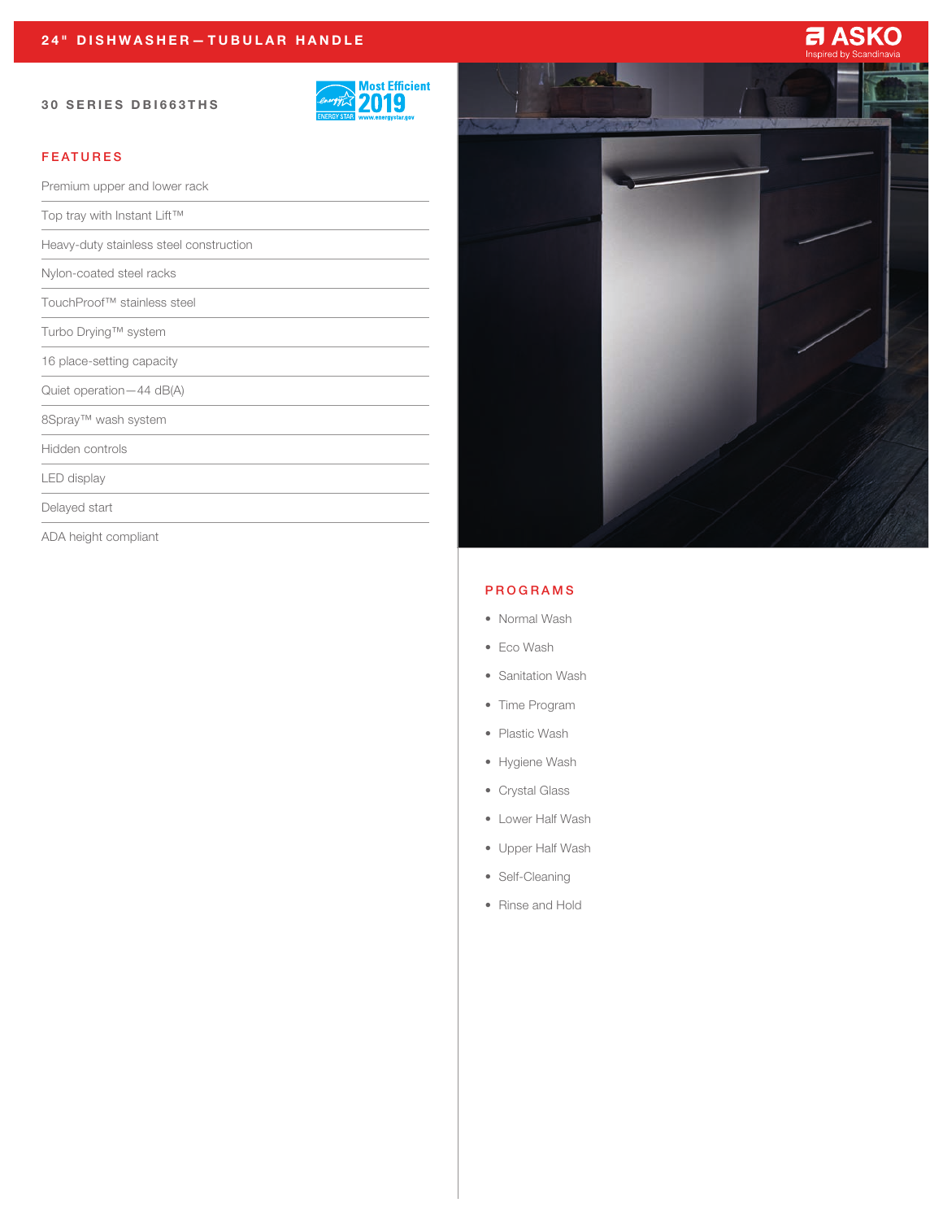# 24" DISHWASHER—TUBULAR HANDLE

ASKO
Inspired by Scandinavia

## 30 SERIES DBI663THS

Most Efficient 2019
ENERGY STAR
www.energystar.gov

## FEATURES

- Premium upper and lower rack
- Top tray with Instant Lift™
- Heavy-duty stainless steel construction
- Nylon-coated steel racks
- TouchProof™ stainless steel
- Turbo Drying™ system
- 16 place-setting capacity
- Quiet operation—44 dB(A)
- 8Spray™ wash system
- Hidden controls
- LED display
- Delayed start
- ADA height compliant

## PROGRAMS

- Normal Wash
- Eco Wash
- Sanitation Wash
- Time Program
- Plastic Wash
- Hygiene Wash
- Crystal Glass
- Lower Half Wash
- Upper Half Wash
- Self-Cleaning
- Rinse and Hold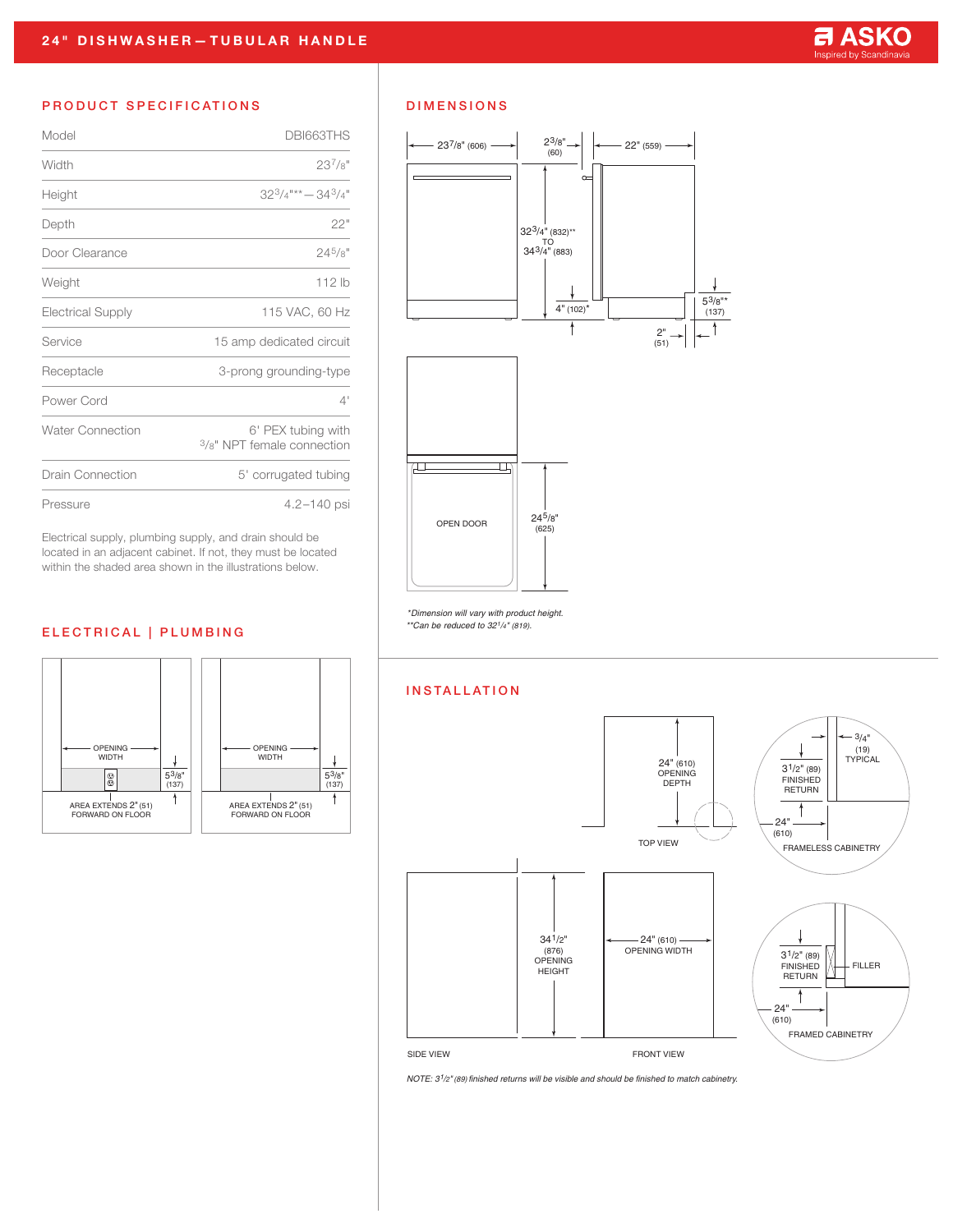# 24" DISHWASHER—TUBULAR HANDLE

ASKO
Inspired by Scandinavia

## PRODUCT SPECIFICATIONS

| | |
|---|---|
| Model | DBI663THS |
| Width | 23$^7/_8$" |
| Height | 32$^3/_4$"** — 34$^3/_4$" |
| Depth | 22" |
| Door Clearance | 24$^5/_8$" |
| Weight | 112 lb |
| Electrical Supply | 115 VAC, 60 Hz |
| Service | 15 amp dedicated circuit |
| Receptacle | 3-prong grounding-type |
| Power Cord | 4' |
| Water Connection | 6' PEX tubing with $^3/_8$" NPT female connection |
| Drain Connection | 5' corrugated tubing |
| Pressure | 4.2–140 psi |

Electrical supply, plumbing supply, and drain should be located in an adjacent cabinet. If not, they must be located within the shaded area shown in the illustrations below.

## ELECTRICAL | PLUMBING

OPENING WIDTH
5$^3/_8$" (137)
AREA EXTENDS 2" (51) FORWARD ON FLOOR

OPENING WIDTH
5$^3/_8$" (137)
AREA EXTENDS 2" (51) FORWARD ON FLOOR

## DIMENSIONS

23$^7/_8$" (606)
2$^3/_8$" (60)
22" (559)
32$^3/_4$" (832)** TO 34$^3/_4$" (883)
4" (102)*
5$^3/_8$"** (137)
2" (51)
OPEN DOOR
24$^5/_8$" (625)

*\*Dimension will vary with product height.*
*\*\*Can be reduced to 32$^1/_4$" (819).*

## INSTALLATION

24" (610) OPENING DEPTH
TOP VIEW
3/4" (19) TYPICAL
3$^1/_2$" (89) FINISHED RETURN
24" (610)
FRAMELESS CABINETRY

34$^1/_2$" (876) OPENING HEIGHT
24" (610) OPENING WIDTH
SIDE VIEW
FRONT VIEW
3$^1/_2$" (89) FINISHED RETURN
FILLER
24" (610)
FRAMED CABINETRY

*NOTE: 3$^1/_2$" (89) finished returns will be visible and should be finished to match cabinetry.*